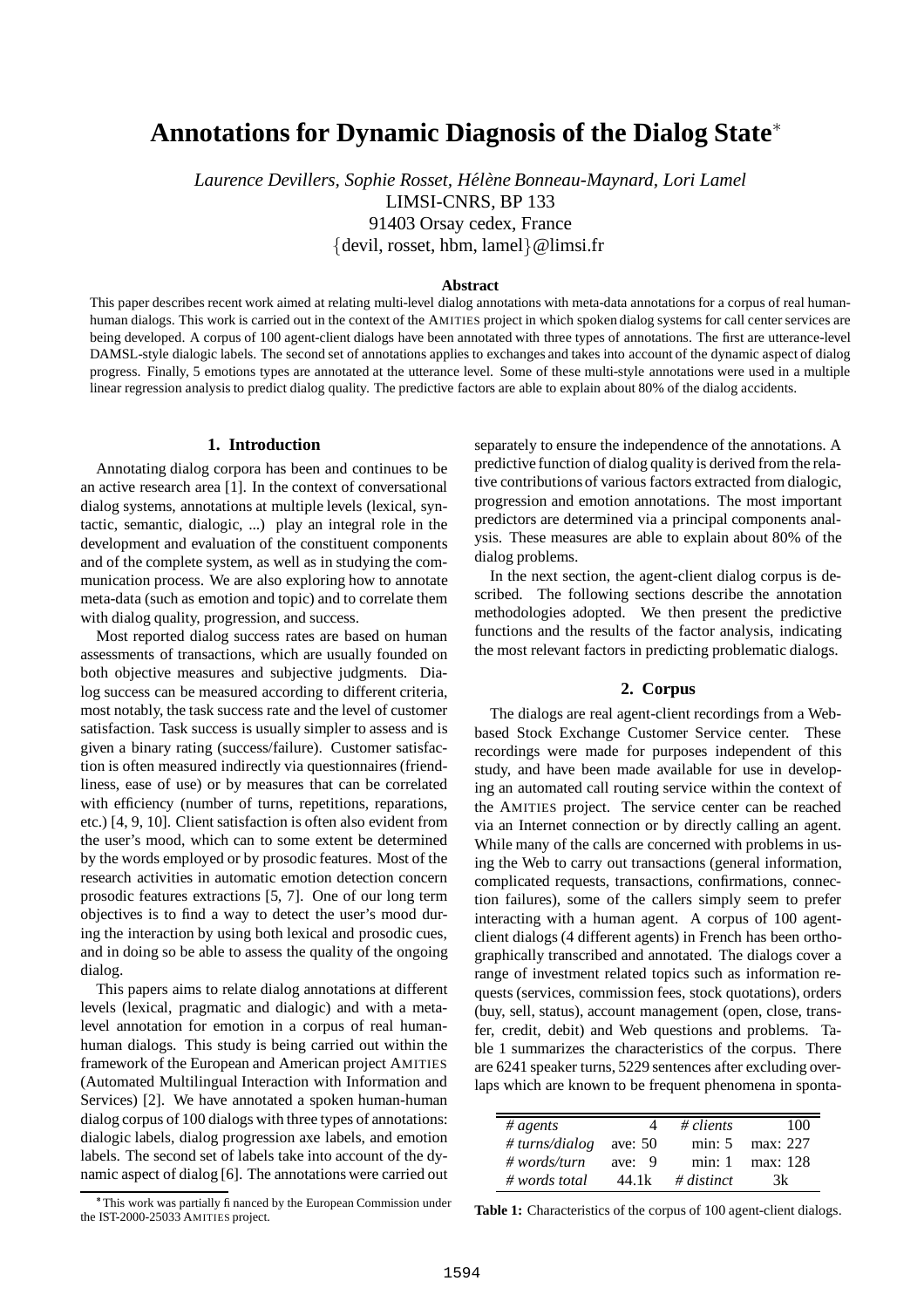# Annotations for Dynamic Diagnosis of the Dialog State*

*Laurence Devillers, Sophie Rosset, Hélène Bonneau-Maynard, Lori Lamel*
LIMSI-CNRS, BP 133
91403 Orsay cedex, France
{devil, rosset, hbm, lamel}@limsi.fr

### Abstract

This paper describes recent work aimed at relating multi-level dialog annotations with meta-data annotations for a corpus of real human-human dialogs. This work is carried out in the context of the AMITIES project in which spoken dialog systems for call center services are being developed. A corpus of 100 agent-client dialogs have been annotated with three types of annotations. The first are utterance-level DAMSL-style dialogic labels. The second set of annotations applies to exchanges and takes into account of the dynamic aspect of dialog progress. Finally, 5 emotions types are annotated at the utterance level. Some of these multi-style annotations were used in a multiple linear regression analysis to predict dialog quality. The predictive factors are able to explain about 80% of the dialog accidents.

## 1. Introduction

Annotating dialog corpora has been and continues to be an active research area [1]. In the context of conversational dialog systems, annotations at multiple levels (lexical, syntactic, semantic, dialogic, ...) play an integral role in the development and evaluation of the constituent components and of the complete system, as well as in studying the communication process. We are also exploring how to annotate meta-data (such as emotion and topic) and to correlate them with dialog quality, progression, and success.

Most reported dialog success rates are based on human assessments of transactions, which are usually founded on both objective measures and subjective judgments. Dialog success can be measured according to different criteria, most notably, the task success rate and the level of customer satisfaction. Task success is usually simpler to assess and is given a binary rating (success/failure). Customer satisfaction is often measured indirectly via questionnaires (friendliness, ease of use) or by measures that can be correlated with efficiency (number of turns, repetitions, reparations, etc.) [4, 9, 10]. Client satisfaction is often also evident from the user's mood, which can to some extent be determined by the words employed or by prosodic features. Most of the research activities in automatic emotion detection concern prosodic features extractions [5, 7]. One of our long term objectives is to find a way to detect the user's mood during the interaction by using both lexical and prosodic cues, and in doing so be able to assess the quality of the ongoing dialog.

This papers aims to relate dialog annotations at different levels (lexical, pragmatic and dialogic) and with a meta-level annotation for emotion in a corpus of real human-human dialogs. This study is being carried out within the framework of the European and American project AMITIES (Automated Multilingual Interaction with Information and Services) [2]. We have annotated a spoken human-human dialog corpus of 100 dialogs with three types of annotations: dialogic labels, dialog progression axe labels, and emotion labels. The second set of labels take into account of the dynamic aspect of dialog [6]. The annotations were carried out separately to ensure the independence of the annotations. A predictive function of dialog quality is derived from the relative contributions of various factors extracted from dialogic, progression and emotion annotations. The most important predictors are determined via a principal components analysis. These measures are able to explain about 80% of the dialog problems.

In the next section, the agent-client dialog corpus is described. The following sections describe the annotation methodologies adopted. We then present the predictive functions and the results of the factor analysis, indicating the most relevant factors in predicting problematic dialogs.

## 2. Corpus

The dialogs are real agent-client recordings from a Web-based Stock Exchange Customer Service center. These recordings were made for purposes independent of this study, and have been made available for use in developing an automated call routing service within the context of the AMITIES project. The service center can be reached via an Internet connection or by directly calling an agent. While many of the calls are concerned with problems in using the Web to carry out transactions (general information, complicated requests, transactions, confirmations, connection failures), some of the callers simply seem to prefer interacting with a human agent. A corpus of 100 agent-client dialogs (4 different agents) in French has been orthographically transcribed and annotated. The dialogs cover a range of investment related topics such as information requests (services, commission fees, stock quotations), orders (buy, sell, status), account management (open, close, transfer, credit, debit) and Web questions and problems. Table 1 summarizes the characteristics of the corpus. There are 6241 speaker turns, 5229 sentences after excluding overlaps which are known to be frequent phenomena in sponta-

| *# agents* | 4 | *# clients* | 100 |
|---|---|---|---|
| *# turns/dialog* | ave: 50 | min: 5 | max: 227 |
| *# words/turn* | ave: 9 | min: 1 | max: 128 |
| *# words total* | 44.1k | *# distinct* | 3k |

**Table 1:** Characteristics of the corpus of 100 agent-client dialogs.

*This work was partially financed by the European Commission under the IST-2000-25033 AMITIES project.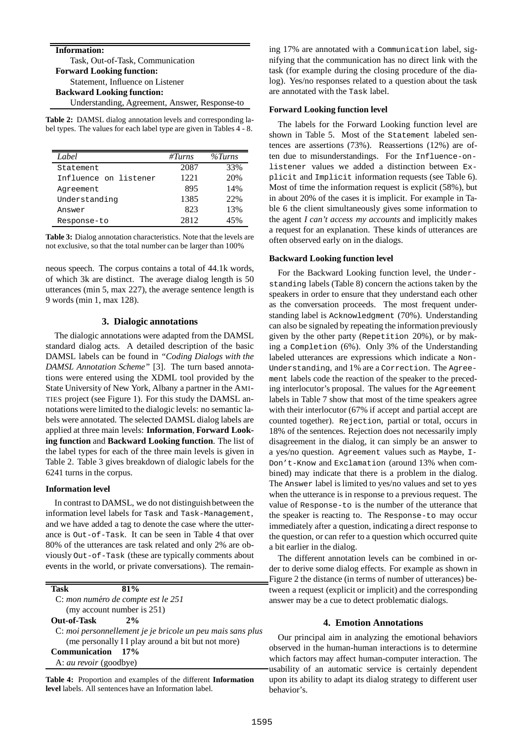| **Information:** |
|---|
| Task, Out-of-Task, Communication |
| **Forward Looking function:** |
| Statement, Influence on Listener |
| **Backward Looking function:** |
| Understanding, Agreement, Answer, Response-to |

**Table 2:** DAMSL dialog annotation levels and corresponding label types. The values for each label type are given in Tables 4 - 8.

| *Label* | *#Turns* | *%Turns* |
|---|---|---|
| Statement | 2087 | 33% |
| Influence on listener | 1221 | 20% |
| Agreement | 895 | 14% |
| Understanding | 1385 | 22% |
| Answer | 823 | 13% |
| Response-to | 2812 | 45% |

**Table 3:** Dialog annotation characteristics. Note that the levels are not exclusive, so that the total number can be larger than 100%

neous speech. The corpus contains a total of 44.1k words, of which 3k are distinct. The average dialog length is 50 utterances (min 5, max 227), the average sentence length is 9 words (min 1, max 128).

## 3. Dialogic annotations

The dialogic annotations were adapted from the DAMSL standard dialog acts. A detailed description of the basic DAMSL labels can be found in *"Coding Dialogs with the DAMSL Annotation Scheme"* [3]. The turn based annotations were entered using the XDML tool provided by the State University of New York, Albany a partner in the AMITIES project (see Figure 1). For this study the DAMSL annotations were limited to the dialogic levels: no semantic labels were annotated. The selected DAMSL dialog labels are applied at three main levels: **Information**, **Forward Looking function** and **Backward Looking function**. The list of the label types for each of the three main levels is given in Table 2. Table 3 gives breakdown of dialogic labels for the 6241 turns in the corpus.

### Information level

In contrast to DAMSL, we do not distinguish between the information level labels for Task and Task-Management, and we have added a tag to denote the case where the utterance is Out-of-Task. It can be seen in Table 4 that over 80% of the utterances are task related and only 2% are obviously Out-of-Task (these are typically comments about events in the world, or private conversations). The remaining 17% are annotated with a Communication label, signifying that the communication has no direct link with the task (for example during the closing procedure of the dialog). Yes/no responses related to a question about the task are annotated with the Task label.

| **Task** | **81%** |
|---|---|
| C: *mon numéro de compte est le 251* | |
| (my account number is 251) | |
| **Out-of-Task** | **2%** |
| C: *moi personnellement je je bricole un peu mais sans plus* | |
| (me personally I I play around a bit but not more) | |
| **Communication** | **17%** |
| A: *au revoir* (goodbye) | |

**Table 4:** Proportion and examples of the different **Information level** labels. All sentences have an Information label.

### Forward Looking function level

The labels for the Forward Looking function level are shown in Table 5. Most of the Statement labeled sentences are assertions (73%). Reassertions (12%) are often due to misunderstandings. For the Influence-on-listener values we added a distinction between Explicit and Implicit information requests (see Table 6). Most of time the information request is explicit (58%), but in about 20% of the cases it is implicit. For example in Table 6 the client simultaneously gives some information to the agent *I can't access my accounts* and implicitly makes a request for an explanation. These kinds of utterances are often observed early on in the dialogs.

### Backward Looking function level

For the Backward Looking function level, the Understanding labels (Table 8) concern the actions taken by the speakers in order to ensure that they understand each other as the conversation proceeds. The most frequent understanding label is Acknowledgment (70%). Understanding can also be signaled by repeating the information previously given by the other party (Repetition 20%), or by making a Completion (6%). Only 3% of the Understanding labeled utterances are expressions which indicate a Non-Understanding, and 1% are a Correction. The Agreement labels code the reaction of the speaker to the preceding interlocutor's proposal. The values for the Agreement labels in Table 7 show that most of the time speakers agree with their interlocutor (67% if accept and partial accept are counted together). Rejection, partial or total, occurs in 18% of the sentences. Rejection does not necessarily imply disagreement in the dialog, it can simply be an answer to a yes/no question. Agreement values such as Maybe, I-Don't-Know and Exclamation (around 13% when combined) may indicate that there is a problem in the dialog. The Answer label is limited to yes/no values and set to yes when the utterance is in response to a previous request. The value of Response-to is the number of the utterance that the speaker is reacting to. The Response-to may occur immediately after a question, indicating a direct response to the question, or can refer to a question which occurred quite a bit earlier in the dialog.

The different annotation levels can be combined in order to derive some dialog effects. For example as shown in Figure 2 the distance (in terms of number of utterances) between a request (explicit or implicit) and the corresponding answer may be a cue to detect problematic dialogs.

## 4. Emotion Annotations

Our principal aim in analyzing the emotional behaviors observed in the human-human interactions is to determine which factors may affect human-computer interaction. The usability of an automatic service is certainly dependent upon its ability to adapt its dialog strategy to different user behavior's.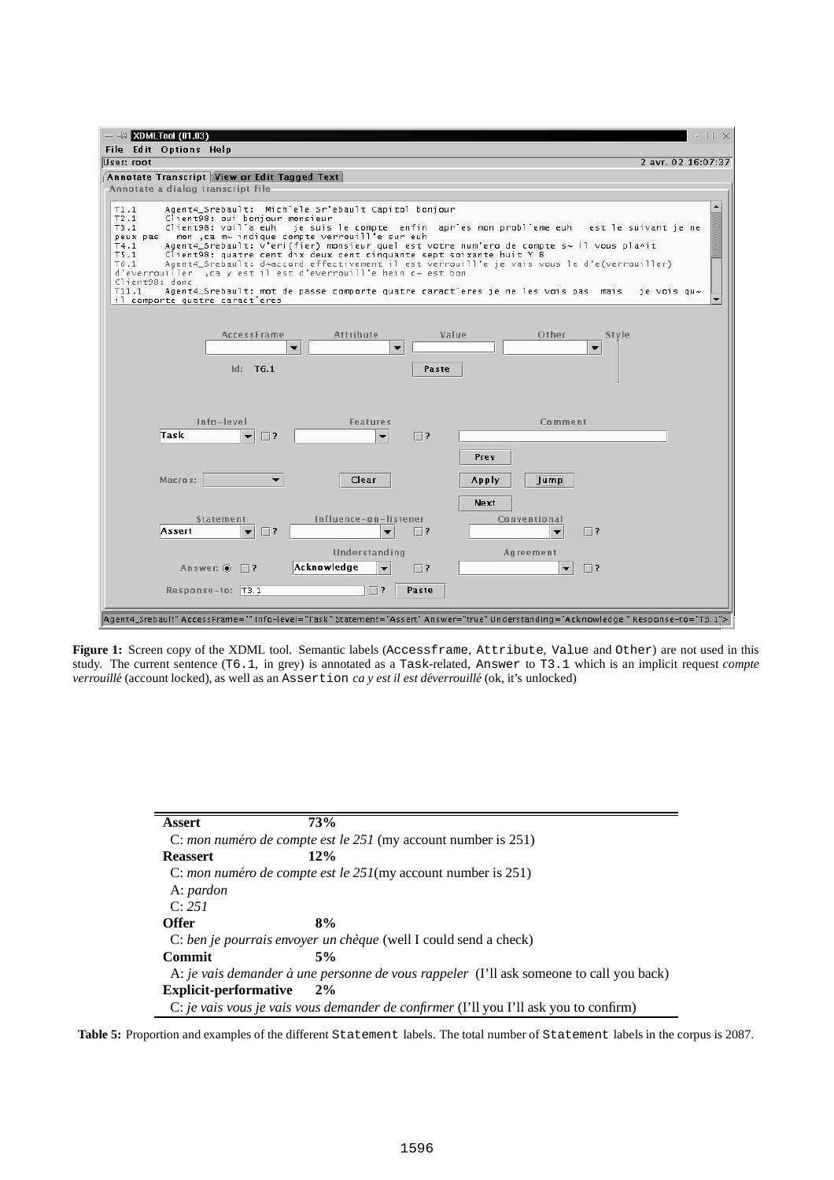**Figure 1:** Screen copy of the XDML tool. Semantic labels (Accessframe, Attribute, Value and Other) are not used in this study. The current sentence (T6.1, in grey) is annotated as a Task-related, Answer to T3.1 which is an implicit request *compte verrouillé* (account locked), as well as an Assertion *ca y est il est déverrouillé* (ok, it's unlocked)

| **Assert** | **73%** |
|---|---|
| C: *mon numéro de compte est le 251* (my account number is 251) | |
| **Reassert** | **12%** |
| C: *mon numéro de compte est le 251*(my account number is 251) | |
| A: *pardon* | |
| C: *251* | |
| **Offer** | **8%** |
| C: *ben je pourrais envoyer un chèque* (well I could send a check) | |
| **Commit** | **5%** |
| A: *je vais demander à une personne de vous rappeler* (I'll ask someone to call you back) | |
| **Explicit-performative** | **2%** |
| C: *je vais vous je vais vous demander de confirmer* (I'll you I'll ask you to confirm) | |

**Table 5:** Proportion and examples of the different Statement labels. The total number of Statement labels in the corpus is 2087.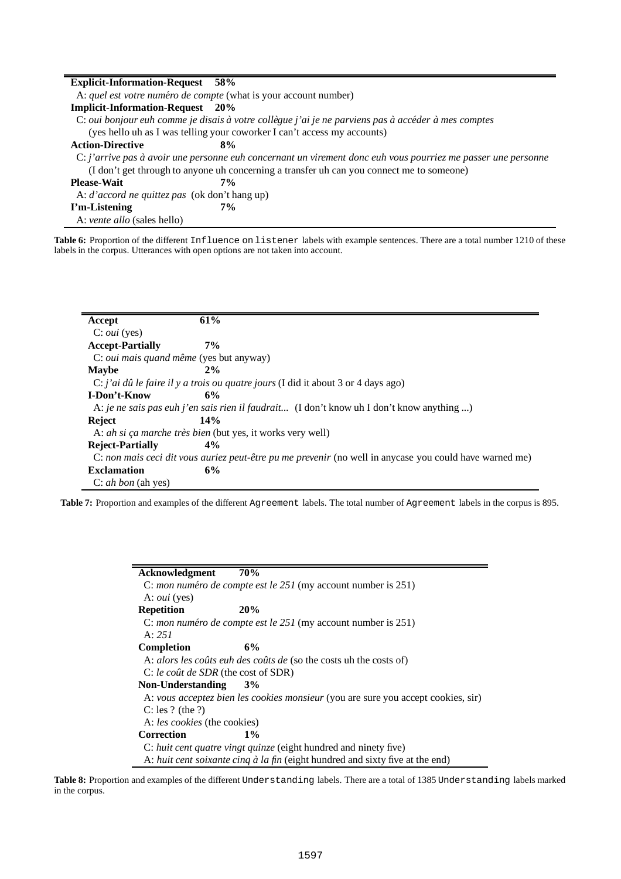| Label | Proportion |
|---|---|
| **Explicit-Information-Request** | **58%** |
| A: *quel est votre numéro de compte* (what is your account number) | |
| **Implicit-Information-Request** | **20%** |
| C: *oui bonjour euh comme je disais à votre collègue j'ai je ne parviens pas à accéder à mes comptes* (yes hello uh as I was telling your coworker I can't access my accounts) | |
| **Action-Directive** | **8%** |
| C: *j'arrive pas à avoir une personne euh concernant un virement donc euh vous pourriez me passer une personne* (I don't get through to anyone uh concerning a transfer uh can you connect me to someone) | |
| **Please-Wait** | **7%** |
| A: *d'accord ne quittez pas* (ok don't hang up) | |
| **I'm-Listening** | **7%** |
| A: *vente allo* (sales hello) | |

**Table 6:** Proportion of the different `Influence on listener` labels with example sentences. There are a total number 1210 of these labels in the corpus. Utterances with open options are not taken into account.

| Label | Proportion |
|---|---|
| **Accept** | **61%** |
| C: *oui* (yes) | |
| **Accept-Partially** | **7%** |
| C: *oui mais quand même* (yes but anyway) | |
| **Maybe** | **2%** |
| C: *j'ai dû le faire il y a trois ou quatre jours* (I did it about 3 or 4 days ago) | |
| **I-Don't-Know** | **6%** |
| A: *je ne sais pas euh j'en sais rien il faudrait...* (I don't know uh I don't know anything ...) | |
| **Reject** | **14%** |
| A: *ah si ça marche très bien* (but yes, it works very well) | |
| **Reject-Partially** | **4%** |
| C: *non mais ceci dit vous auriez peut-être pu me prevenir* (no well in anycase you could have warned me) | |
| **Exclamation** | **6%** |
| C: *ah bon* (ah yes) | |

**Table 7:** Proportion and examples of the different `Agreement` labels. The total number of `Agreement` labels in the corpus is 895.

| Label | Proportion |
|---|---|
| **Acknowledgment** | **70%** |
| C: *mon numéro de compte est le 251* (my account number is 251)<br>A: *oui* (yes) | |
| **Repetition** | **20%** |
| C: *mon numéro de compte est le 251* (my account number is 251)<br>A: *251* | |
| **Completion** | **6%** |
| A: *alors les coûts euh des coûts de* (so the costs uh the costs of)<br>C: *le coût de SDR* (the cost of SDR) | |
| **Non-Understanding** | **3%** |
| A: *vous acceptez bien les cookies monsieur* (you are sure you accept cookies, sir)<br>C: les ? (the ?)<br>A: *les cookies* (the cookies) | |
| **Correction** | **1%** |
| C: *huit cent quatre vingt quinze* (eight hundred and ninety five)<br>A: *huit cent soixante cinq à la fin* (eight hundred and sixty five at the end) | |

**Table 8:** Proportion and examples of the different `Understanding` labels. There are a total of 1385 `Understanding` labels marked in the corpus.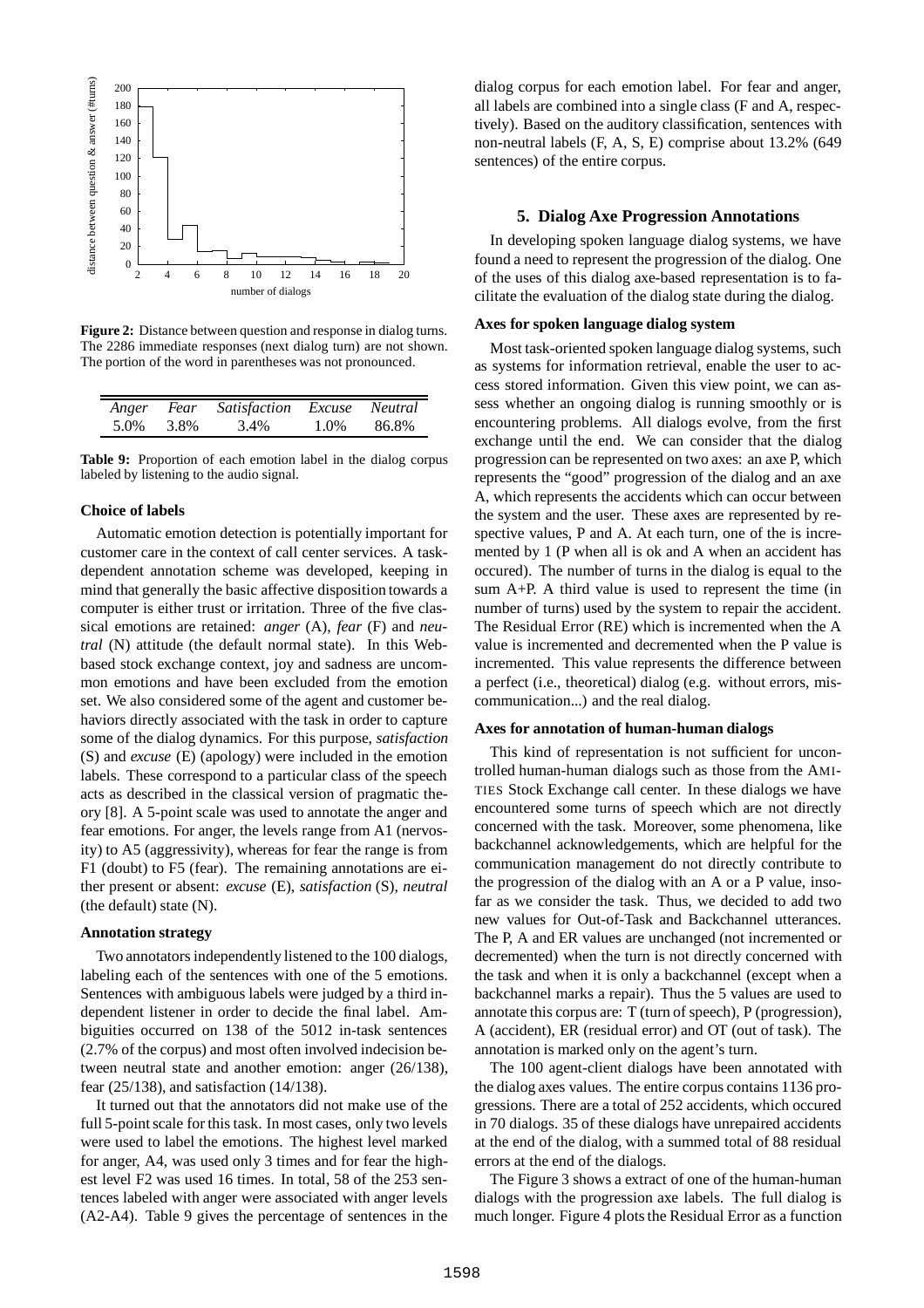**Figure 2:** Distance between question and response in dialog turns. The 2286 immediate responses (next dialog turn) are not shown. The portion of the word in parentheses was not pronounced.

| *Anger* | *Fear* | *Satisfaction* | *Excuse* | *Neutral* |
|---|---|---|---|---|
| 5.0% | 3.8% | 3.4% | 1.0% | 86.8% |

**Table 9:** Proportion of each emotion label in the dialog corpus labeled by listening to the audio signal.

#### Choice of labels

Automatic emotion detection is potentially important for customer care in the context of call center services. A task-dependent annotation scheme was developed, keeping in mind that generally the basic affective disposition towards a computer is either trust or irritation. Three of the five classical emotions are retained: *anger* (A), *fear* (F) and *neutral* (N) attitude (the default normal state). In this Web-based stock exchange context, joy and sadness are uncommon emotions and have been excluded from the emotion set. We also considered some of the agent and customer behaviors directly associated with the task in order to capture some of the dialog dynamics. For this purpose, *satisfaction* (S) and *excuse* (E) (apology) were included in the emotion labels. These correspond to a particular class of the speech acts as described in the classical version of pragmatic theory [8]. A 5-point scale was used to annotate the anger and fear emotions. For anger, the levels range from A1 (nervosity) to A5 (aggressivity), whereas for fear the range is from F1 (doubt) to F5 (fear). The remaining annotations are either present or absent: *excuse* (E), *satisfaction* (S), *neutral* (the default) state (N).

#### Annotation strategy

Two annotators independently listened to the 100 dialogs, labeling each of the sentences with one of the 5 emotions. Sentences with ambiguous labels were judged by a third independent listener in order to decide the final label. Ambiguities occurred on 138 of the 5012 in-task sentences (2.7% of the corpus) and most often involved indecision between neutral state and another emotion: anger (26/138), fear (25/138), and satisfaction (14/138).

It turned out that the annotators did not make use of the full 5-point scale for this task. In most cases, only two levels were used to label the emotions. The highest level marked for anger, A4, was used only 3 times and for fear the highest level F2 was used 16 times. In total, 58 of the 253 sentences labeled with anger were associated with anger levels (A2-A4). Table 9 gives the percentage of sentences in the dialog corpus for each emotion label. For fear and anger, all labels are combined into a single class (F and A, respectively). Based on the auditory classification, sentences with non-neutral labels (F, A, S, E) comprise about 13.2% (649 sentences) of the entire corpus.

## 5. Dialog Axe Progression Annotations

In developing spoken language dialog systems, we have found a need to represent the progression of the dialog. One of the uses of this dialog axe-based representation is to facilitate the evaluation of the dialog state during the dialog.

#### Axes for spoken language dialog system

Most task-oriented spoken language dialog systems, such as systems for information retrieval, enable the user to access stored information. Given this view point, we can assess whether an ongoing dialog is running smoothly or is encountering problems. All dialogs evolve, from the first exchange until the end. We can consider that the dialog progression can be represented on two axes: an axe P, which represents the "good" progression of the dialog and an axe A, which represents the accidents which can occur between the system and the user. These axes are represented by respective values, P and A. At each turn, one of the is incremented by 1 (P when all is ok and A when an accident has occured). The number of turns in the dialog is equal to the sum A+P. A third value is used to represent the time (in number of turns) used by the system to repair the accident. The Residual Error (RE) which is incremented when the A value is incremented and decremented when the P value is incremented. This value represents the difference between a perfect (i.e., theoretical) dialog (e.g. without errors, miscommunication...) and the real dialog.

#### Axes for annotation of human-human dialogs

This kind of representation is not sufficient for uncontrolled human-human dialogs such as those from the AMITIES Stock Exchange call center. In these dialogs we have encountered some turns of speech which are not directly concerned with the task. Moreover, some phenomena, like backchannel acknowledgements, which are helpful for the communication management do not directly contribute to the progression of the dialog with an A or a P value, insofar as we consider the task. Thus, we decided to add two new values for Out-of-Task and Backchannel utterances. The P, A and ER values are unchanged (not incremented or decremented) when the turn is not directly concerned with the task and when it is only a backchannel (except when a backchannel marks a repair). Thus the 5 values are used to annotate this corpus are: T (turn of speech), P (progression), A (accident), ER (residual error) and OT (out of task). The annotation is marked only on the agent's turn.

The 100 agent-client dialogs have been annotated with the dialog axes values. The entire corpus contains 1136 progressions. There are a total of 252 accidents, which occured in 70 dialogs. 35 of these dialogs have unrepaired accidents at the end of the dialog, with a summed total of 88 residual errors at the end of the dialogs.

The Figure 3 shows a extract of one of the human-human dialogs with the progression axe labels. The full dialog is much longer. Figure 4 plots the Residual Error as a function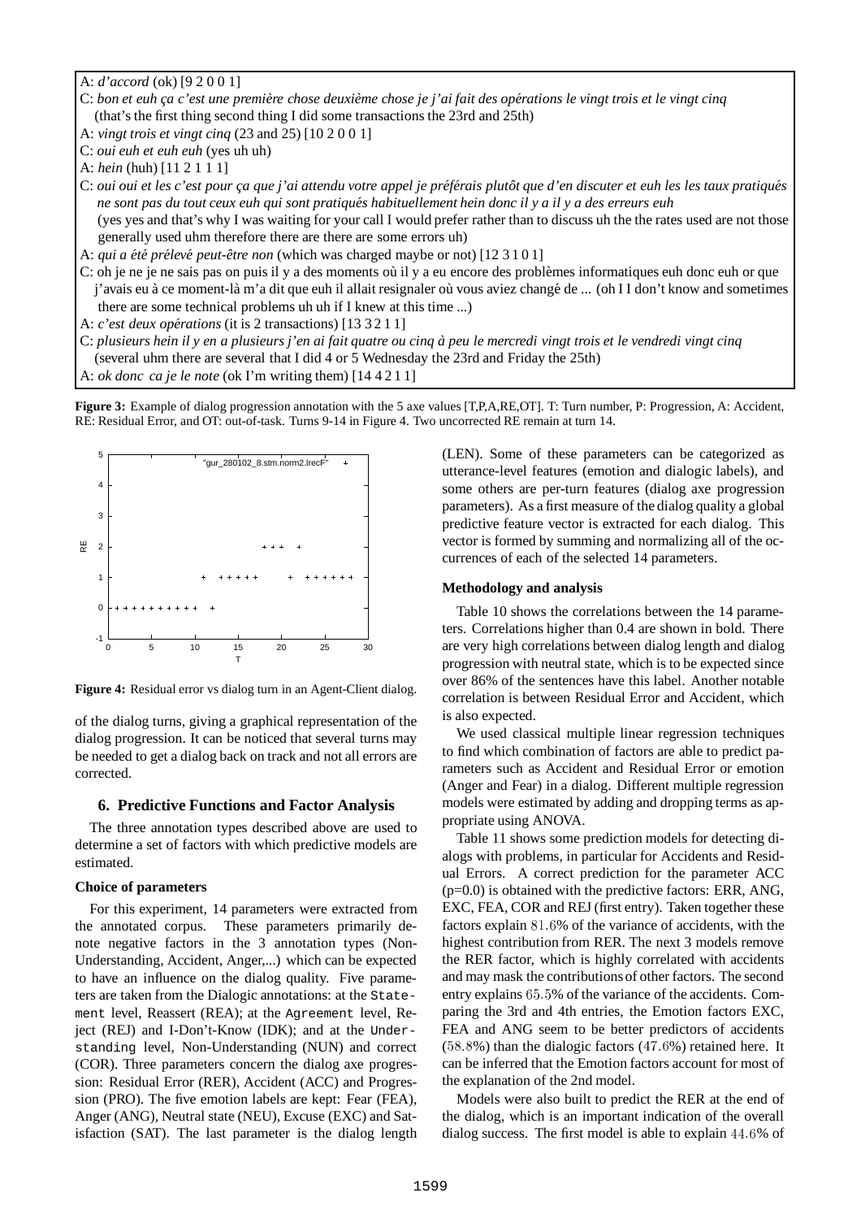A: *d'accord* (ok) [9 2 0 0 1]
C: *bon et euh ça c'est une première chose deuxième chose je j'ai fait des opérations le vingt trois et le vingt cinq* (that's the first thing second thing I did some transactions the 23rd and 25th)
A: *vingt trois et vingt cinq* (23 and 25) [10 2 0 0 1]
C: *oui euh et euh euh* (yes uh uh)
A: *hein* (huh) [11 2 1 1 1]
C: *oui oui et les c'est pour ça que j'ai attendu votre appel je préférais plutôt que d'en discuter et euh les les taux pratiqués ne sont pas du tout ceux euh qui sont pratiqués habituellement hein donc il y a il y a des erreurs euh* (yes yes and that's why I was waiting for your call I would prefer rather than to discuss uh the the rates used are not those generally used uhm therefore there are there are some errors uh)
A: *qui a été prélevé peut-être non* (which was charged maybe or not) [12 3 1 0 1]
C: oh je ne je ne sais pas on puis il y a des moments où il y a eu encore des problèmes informatiques euh donc euh or que j'avais eu à ce moment-là m'a dit que euh il allait resignaler où vous aviez changé de ... (oh I I don't know and sometimes there are some technical problems uh uh if I knew at this time ...)
A: *c'est deux opérations* (it is 2 transactions) [13 3 2 1 1]
C: *plusieurs hein il y en a plusieurs j'en ai fait quatre ou cinq à peu le mercredi vingt trois et le vendredi vingt cinq* (several uhm there are several that I did 4 or 5 Wednesday the 23rd and Friday the 25th)
A: *ok donc ca je le note* (ok I'm writing them) [14 4 2 1 1]

**Figure 3:** Example of dialog progression annotation with the 5 axe values [T,P,A,RE,OT]. T: Turn number, P: Progression, A: Accident, RE: Residual Error, and OT: out-of-task. Turns 9-14 in Figure 4. Two uncorrected RE remain at turn 14.

**Figure 4:** Residual error vs dialog turn in an Agent-Client dialog.

of the dialog turns, giving a graphical representation of the dialog progression. It can be noticed that several turns may be needed to get a dialog back on track and not all errors are corrected.

## 6. Predictive Functions and Factor Analysis

The three annotation types described above are used to determine a set of factors with which predictive models are estimated.

### Choice of parameters

For this experiment, 14 parameters were extracted from the annotated corpus. These parameters primarily denote negative factors in the 3 annotation types (Non-Understanding, Accident, Anger,...) which can be expected to have an influence on the dialog quality. Five parameters are taken from the Dialogic annotations: at the `Statement` level, Reassert (REA); at the `Agreement` level, Reject (REJ) and I-Don't-Know (IDK); and at the `Understanding` level, Non-Understanding (NUN) and correct (COR). Three parameters concern the dialog axe progression: Residual Error (RER), Accident (ACC) and Progression (PRO). The five emotion labels are kept: Fear (FEA), Anger (ANG), Neutral state (NEU), Excuse (EXC) and Satisfaction (SAT). The last parameter is the dialog length (LEN). Some of these parameters can be categorized as utterance-level features (emotion and dialogic labels), and some others are per-turn features (dialog axe progression parameters). As a first measure of the dialog quality a global predictive feature vector is extracted for each dialog. This vector is formed by summing and normalizing all of the occurrences of each of the selected 14 parameters.

### Methodology and analysis

Table 10 shows the correlations between the 14 parameters. Correlations higher than 0.4 are shown in bold. There are very high correlations between dialog length and dialog progression with neutral state, which is to be expected since over 86% of the sentences have this label. Another notable correlation is between Residual Error and Accident, which is also expected.

We used classical multiple linear regression techniques to find which combination of factors are able to predict parameters such as Accident and Residual Error or emotion (Anger and Fear) in a dialog. Different multiple regression models were estimated by adding and dropping terms as appropriate using ANOVA.

Table 11 shows some prediction models for detecting dialogs with problems, in particular for Accidents and Residual Errors. A correct prediction for the parameter ACC ($p$=0.0) is obtained with the predictive factors: ERR, ANG, EXC, FEA, COR and REJ (first entry). Taken together these factors explain 81.6% of the variance of accidents, with the highest contribution from RER. The next 3 models remove the RER factor, which is highly correlated with accidents and may mask the contributions of other factors. The second entry explains 65.5% of the variance of the accidents. Comparing the 3rd and 4th entries, the Emotion factors EXC, FEA and ANG seem to be better predictors of accidents (58.8%) than the dialogic factors (47.6%) retained here. It can be inferred that the Emotion factors account for most of the explanation of the 2nd model.

Models were also built to predict the RER at the end of the dialog, which is an important indication of the overall dialog success. The first model is able to explain 44.6% of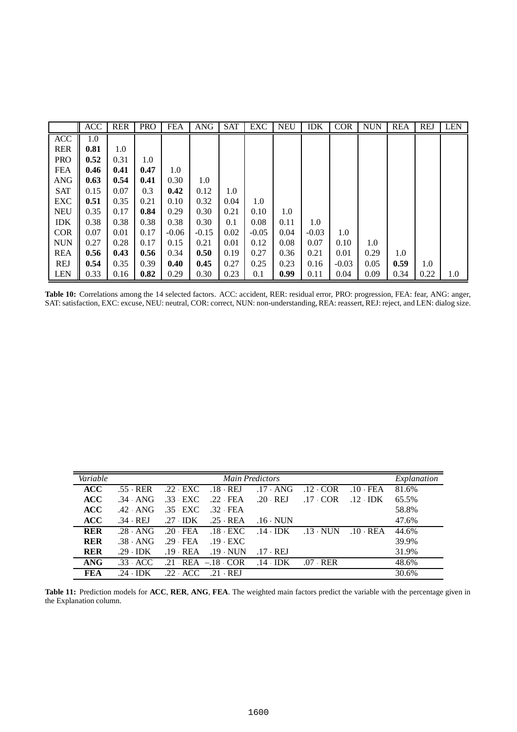|  | ACC | RER | PRO | FEA | ANG | SAT | EXC | NEU | IDK | COR | NUN | REA | REJ | LEN |
|---|---|---|---|---|---|---|---|---|---|---|---|---|---|---|
| ACC | 1.0 | | | | | | | | | | | | | |
| RER | **0.81** | 1.0 | | | | | | | | | | | | |
| PRO | **0.52** | 0.31 | 1.0 | | | | | | | | | | | |
| FEA | **0.46** | **0.41** | **0.47** | 1.0 | | | | | | | | | | |
| ANG | **0.63** | **0.54** | **0.41** | 0.30 | 1.0 | | | | | | | | | |
| SAT | 0.15 | 0.07 | 0.3 | **0.42** | 0.12 | 1.0 | | | | | | | | |
| EXC | **0.51** | 0.35 | 0.21 | 0.10 | 0.32 | 0.04 | 1.0 | | | | | | | |
| NEU | 0.35 | 0.17 | **0.84** | 0.29 | 0.30 | 0.21 | 0.10 | 1.0 | | | | | | |
| IDK | 0.38 | 0.38 | 0.38 | 0.38 | 0.30 | 0.1 | 0.08 | 0.11 | 1.0 | | | | | |
| COR | 0.07 | 0.01 | 0.17 | -0.06 | -0.15 | 0.02 | -0.05 | 0.04 | -0.03 | 1.0 | | | | |
| NUN | 0.27 | 0.28 | 0.17 | 0.15 | 0.21 | 0.01 | 0.12 | 0.08 | 0.07 | 0.10 | 1.0 | | | |
| REA | **0.56** | **0.43** | **0.56** | 0.34 | **0.50** | 0.19 | 0.27 | 0.36 | 0.21 | 0.01 | 0.29 | 1.0 | | |
| REJ | **0.54** | 0.35 | 0.39 | **0.40** | **0.45** | 0.27 | 0.25 | 0.23 | 0.16 | -0.03 | 0.05 | **0.59** | 1.0 | |
| LEN | 0.33 | 0.16 | **0.82** | 0.29 | 0.30 | 0.23 | 0.1 | **0.99** | 0.11 | 0.04 | 0.09 | 0.34 | 0.22 | 1.0 |

**Table 10:** Correlations among the 14 selected factors. ACC: accident, RER: residual error, PRO: progression, FEA: fear, ANG: anger, SAT: satisfaction, EXC: excuse, NEU: neutral, COR: correct, NUN: non-understanding, REA: reassert, REJ: reject, and LEN: dialog size.

| *Variable* | *Main Predictors* | | | | | | *Explanation* |
|---|---|---|---|---|---|---|---|
| **ACC** | .55 · RER | .22 · EXC | .18 · REJ | .17 · ANG | .12 · COR | .10 · FEA | 81.6% |
| **ACC** | .34 · ANG | .33 · EXC | .22 · FEA | .20 · REJ | .17 · COR | .12 · IDK | 65.5% |
| **ACC** | .42 · ANG | .35 · EXC | .32 · FEA | | | | 58.8% |
| **ACC** | .34 · REJ | .27 · IDK | .25 · REA | .16 · NUN | | | 47.6% |
| **RER** | .28 · ANG | .20 · FEA | .18 · EXC | .14 · IDK | .13 · NUN | .10 · REA | 44.6% |
| **RER** | .38 · ANG | .29 · FEA | .19 · EXC | | | | 39.9% |
| **RER** | .29 · IDK | .19 · REA | .19 · NUN | .17 · REJ | | | 31.9% |
| **ANG** | .33 · ACC | .21 · REA | –.18 · COR | .14 · IDK | .07 · RER | | 48.6% |
| **FEA** | .24 · IDK | .22 · ACC | .21 · REJ | | | | 30.6% |

**Table 11:** Prediction models for **ACC**, **RER**, **ANG**, **FEA**. The weighted main factors predict the variable with the percentage given in the Explanation column.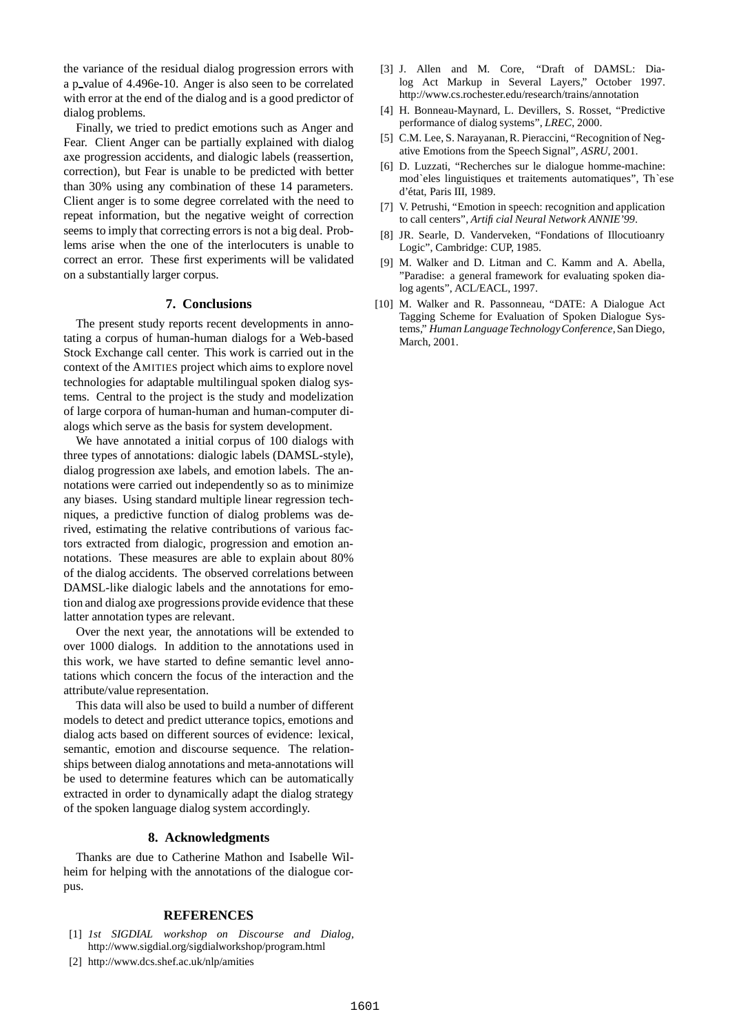the variance of the residual dialog progression errors with a p_value of 4.496e-10. Anger is also seen to be correlated with error at the end of the dialog and is a good predictor of dialog problems.

Finally, we tried to predict emotions such as Anger and Fear. Client Anger can be partially explained with dialog axe progression accidents, and dialogic labels (reassertion, correction), but Fear is unable to be predicted with better than 30% using any combination of these 14 parameters. Client anger is to some degree correlated with the need to repeat information, but the negative weight of correction seems to imply that correcting errors is not a big deal. Problems arise when the one of the interlocuters is unable to correct an error. These first experiments will be validated on a substantially larger corpus.

## 7. Conclusions

The present study reports recent developments in annotating a corpus of human-human dialogs for a Web-based Stock Exchange call center. This work is carried out in the context of the AMITIES project which aims to explore novel technologies for adaptable multilingual spoken dialog systems. Central to the project is the study and modelization of large corpora of human-human and human-computer dialogs which serve as the basis for system development.

We have annotated a initial corpus of 100 dialogs with three types of annotations: dialogic labels (DAMSL-style), dialog progression axe labels, and emotion labels. The annotations were carried out independently so as to minimize any biases. Using standard multiple linear regression techniques, a predictive function of dialog problems was derived, estimating the relative contributions of various factors extracted from dialogic, progression and emotion annotations. These measures are able to explain about 80% of the dialog accidents. The observed correlations between DAMSL-like dialogic labels and the annotations for emotion and dialog axe progressions provide evidence that these latter annotation types are relevant.

Over the next year, the annotations will be extended to over 1000 dialogs. In addition to the annotations used in this work, we have started to define semantic level annotations which concern the focus of the interaction and the attribute/value representation.

This data will also be used to build a number of different models to detect and predict utterance topics, emotions and dialog acts based on different sources of evidence: lexical, semantic, emotion and discourse sequence. The relationships between dialog annotations and meta-annotations will be used to determine features which can be automatically extracted in order to dynamically adapt the dialog strategy of the spoken language dialog system accordingly.

## 8. Acknowledgments

Thanks are due to Catherine Mathon and Isabelle Wilheim for helping with the annotations of the dialogue corpus.

## REFERENCES

[1] *1st SIGDIAL workshop on Discourse and Dialog*, http://www.sigdial.org/sigdialworkshop/program.html

[2] http://www.dcs.shef.ac.uk/nlp/amities

[3] J. Allen and M. Core, "Draft of DAMSL: Dialog Act Markup in Several Layers," October 1997. http://www.cs.rochester.edu/research/trains/annotation

[4] H. Bonneau-Maynard, L. Devillers, S. Rosset, "Predictive performance of dialog systems", *LREC*, 2000.

[5] C.M. Lee, S. Narayanan, R. Pieraccini, "Recognition of Negative Emotions from the Speech Signal", *ASRU*, 2001.

[6] D. Luzzati, "Recherches sur le dialogue homme-machine: modèles linguistiques et traitements automatiques", Thèse d'état, Paris III, 1989.

[7] V. Petrushi, "Emotion in speech: recognition and application to call centers", *Artificial Neural Network ANNIE'99*.

[8] JR. Searle, D. Vanderveken, "Fondations of Illocutioanry Logic", Cambridge: CUP, 1985.

[9] M. Walker and D. Litman and C. Kamm and A. Abella, "Paradise: a general framework for evaluating spoken dialog agents", ACL/EACL, 1997.

[10] M. Walker and R. Passonneau, "DATE: A Dialogue Act Tagging Scheme for Evaluation of Spoken Dialogue Systems," *Human Language Technology Conference*, San Diego, March, 2001.